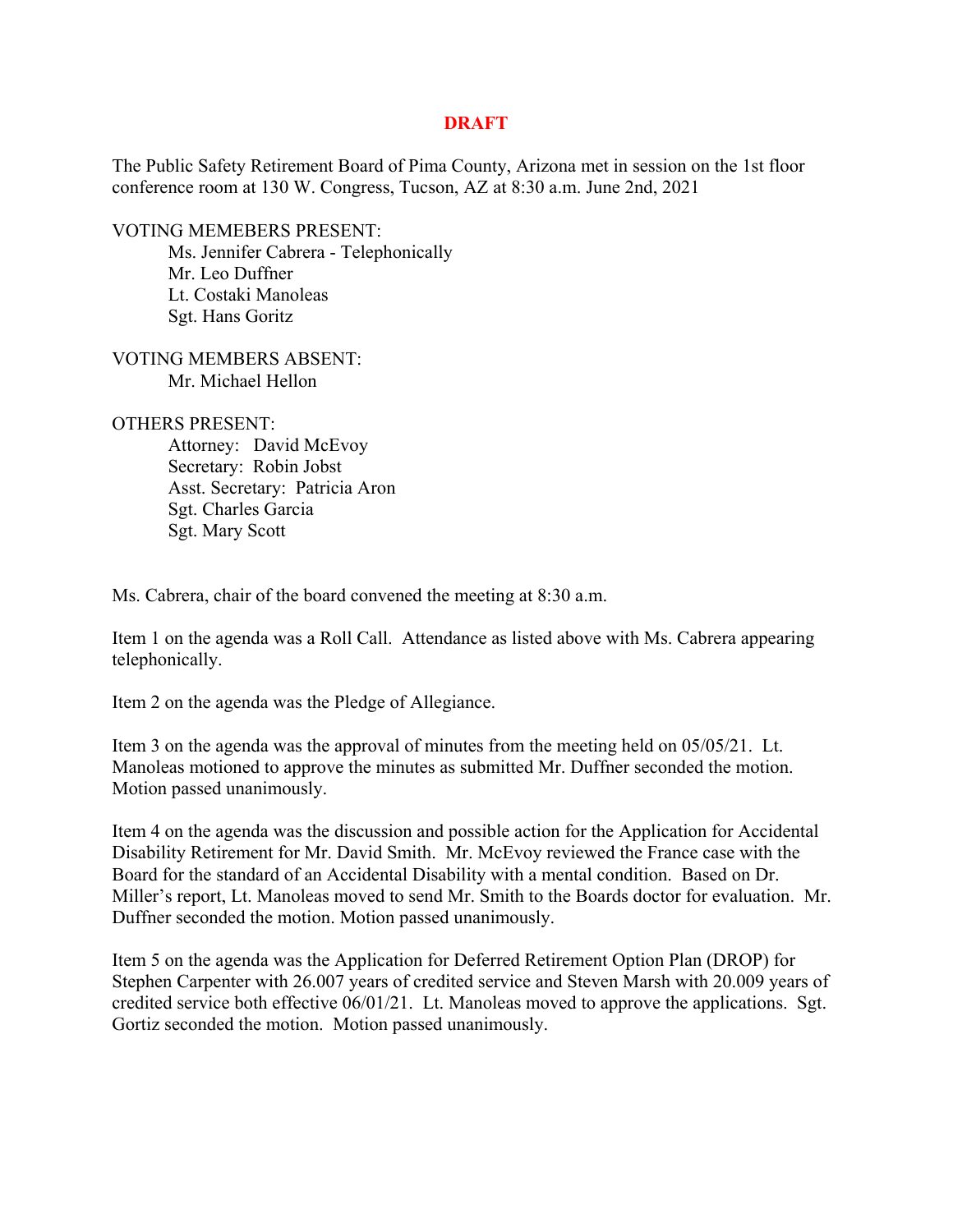**DRAFT**

The Public Safety Retirement Board of Pima County, Arizona met in session on the 1st floor conference room at 130 W. Congress, Tucson, AZ at 8:30 a.m. June 2nd, 2021

VOTING MEMEBERS PRESENT:

Ms. Jennifer Cabrera - Telephonically
Mr. Leo Duffner
Lt. Costaki Manoleas
Sgt. Hans Goritz

VOTING MEMBERS ABSENT:

Mr. Michael Hellon

OTHERS PRESENT:

Attorney: David McEvoy
Secretary: Robin Jobst
Asst. Secretary: Patricia Aron
Sgt. Charles Garcia
Sgt. Mary Scott

Ms. Cabrera, chair of the board convened the meeting at 8:30 a.m.

Item 1 on the agenda was a Roll Call. Attendance as listed above with Ms. Cabrera appearing telephonically.

Item 2 on the agenda was the Pledge of Allegiance.

Item 3 on the agenda was the approval of minutes from the meeting held on 05/05/21. Lt. Manoleas motioned to approve the minutes as submitted Mr. Duffner seconded the motion. Motion passed unanimously.

Item 4 on the agenda was the discussion and possible action for the Application for Accidental Disability Retirement for Mr. David Smith. Mr. McEvoy reviewed the France case with the Board for the standard of an Accidental Disability with a mental condition. Based on Dr. Miller's report, Lt. Manoleas moved to send Mr. Smith to the Boards doctor for evaluation. Mr. Duffner seconded the motion. Motion passed unanimously.

Item 5 on the agenda was the Application for Deferred Retirement Option Plan (DROP) for Stephen Carpenter with 26.007 years of credited service and Steven Marsh with 20.009 years of credited service both effective 06/01/21. Lt. Manoleas moved to approve the applications. Sgt. Gortiz seconded the motion. Motion passed unanimously.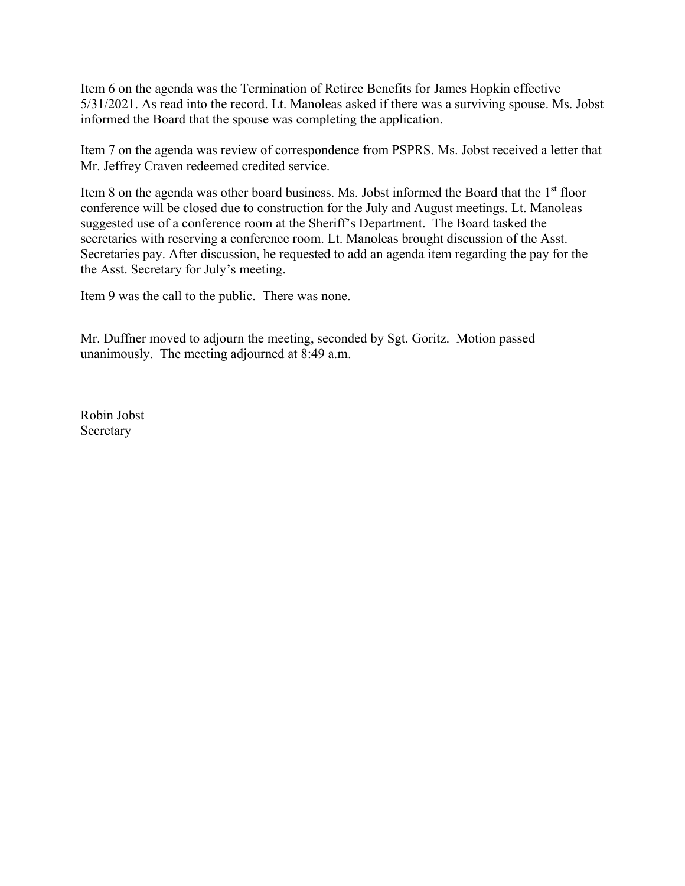Item 6 on the agenda was the Termination of Retiree Benefits for James Hopkin effective 5/31/2021. As read into the record. Lt. Manoleas asked if there was a surviving spouse. Ms. Jobst informed the Board that the spouse was completing the application.

Item 7 on the agenda was review of correspondence from PSPRS. Ms. Jobst received a letter that Mr. Jeffrey Craven redeemed credited service.

Item 8 on the agenda was other board business. Ms. Jobst informed the Board that the 1st floor conference will be closed due to construction for the July and August meetings. Lt. Manoleas suggested use of a conference room at the Sheriff's Department. The Board tasked the secretaries with reserving a conference room. Lt. Manoleas brought discussion of the Asst. Secretaries pay. After discussion, he requested to add an agenda item regarding the pay for the the Asst. Secretary for July's meeting.

Item 9 was the call to the public. There was none.

Mr. Duffner moved to adjourn the meeting, seconded by Sgt. Goritz. Motion passed unanimously. The meeting adjourned at 8:49 a.m.

Robin Jobst
Secretary